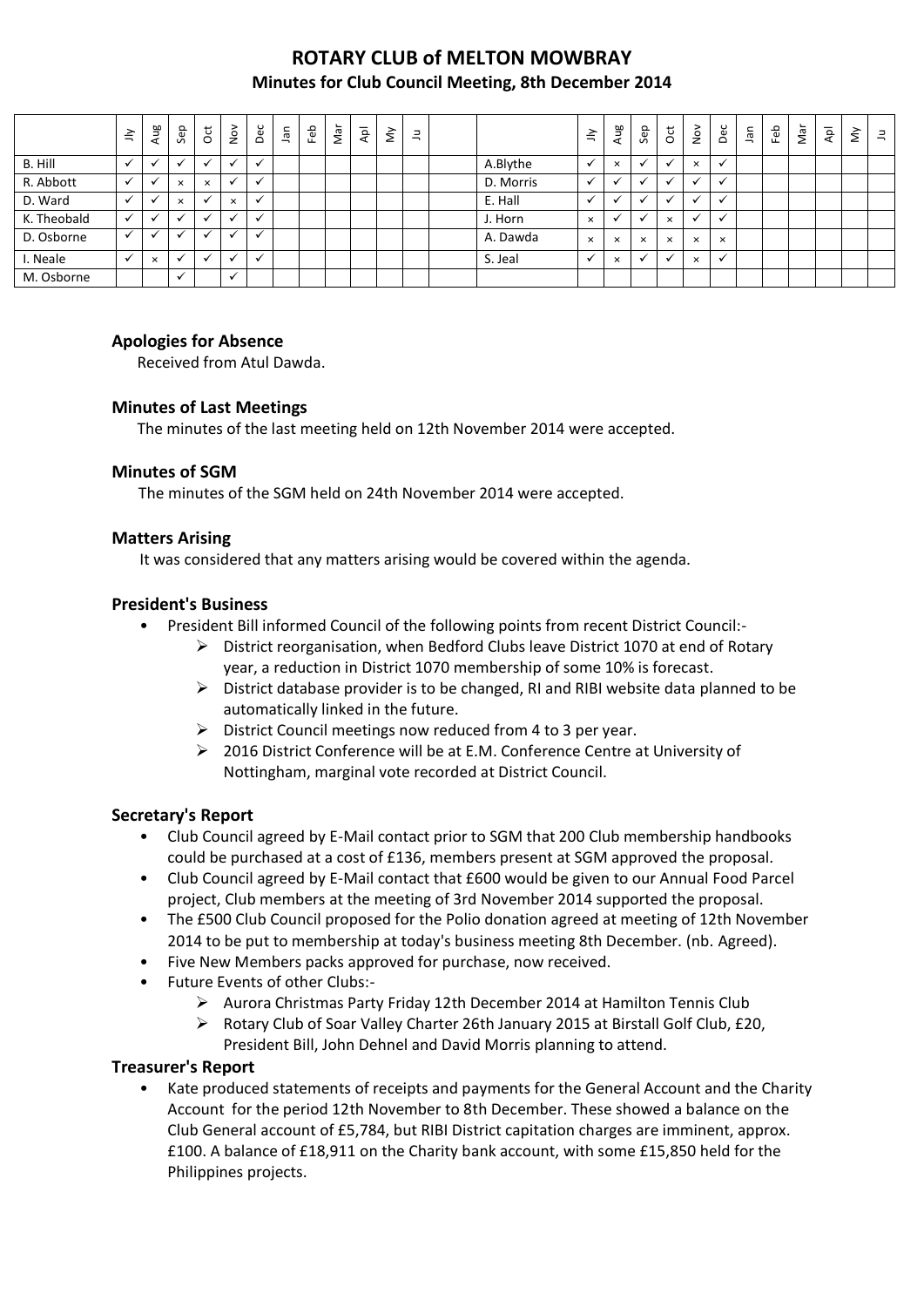# ROTARY CLUB of MELTON MOWBRAY

## Minutes for Club Council Meeting, 8th December 2014

| | Jly | Aug | Sep | Oct | Nov | Dec | Jan | Feb | Mar | Apl | My | Ju | | | Jly | Aug | Sep | Oct | Nov | Dec | Jan | Feb | Mar | Apl | My | Ju |
|---|---|---|---|---|---|---|---|---|---|---|---|---|---|---|---|---|---|---|---|---|---|---|---|---|---|---|
| B. Hill | ✓ | ✓ | ✓ | ✓ | ✓ | ✓ | | | | | | | | A.Blythe | ✓ | × | ✓ | ✓ | × | ✓ | | | | | | |
| R. Abbott | ✓ | ✓ | × | × | ✓ | ✓ | | | | | | | | D. Morris | ✓ | ✓ | ✓ | ✓ | ✓ | ✓ | | | | | | |
| D. Ward | ✓ | ✓ | × | ✓ | × | ✓ | | | | | | | | E. Hall | ✓ | ✓ | ✓ | ✓ | ✓ | ✓ | | | | | | |
| K. Theobald | ✓ | ✓ | ✓ | ✓ | ✓ | ✓ | | | | | | | | J. Horn | × | ✓ | ✓ | × | ✓ | ✓ | | | | | | |
| D. Osborne | ✓ | ✓ | ✓ | ✓ | ✓ | ✓ | | | | | | | | A. Dawda | × | × | × | × | × | × | | | | | | |
| I. Neale | ✓ | × | ✓ | ✓ | ✓ | ✓ | | | | | | | | S. Jeal | ✓ | × | ✓ | ✓ | × | ✓ | | | | | | |
| M. Osborne | | | ✓ | | ✓ | | | | | | | | | | | | | | | | | | | | | |

### Apologies for Absence

Received from Atul Dawda.

### Minutes of Last Meetings

The minutes of the last meeting held on 12th November 2014 were accepted.

### Minutes of SGM

The minutes of the SGM held on 24th November 2014 were accepted.

### Matters Arising

It was considered that any matters arising would be covered within the agenda.

### President's Business

- President Bill informed Council of the following points from recent District Council:-
  - District reorganisation, when Bedford Clubs leave District 1070 at end of Rotary year, a reduction in District 1070 membership of some 10% is forecast.
  - District database provider is to be changed, RI and RIBI website data planned to be automatically linked in the future.
  - District Council meetings now reduced from 4 to 3 per year.
  - 2016 District Conference will be at E.M. Conference Centre at University of Nottingham, marginal vote recorded at District Council.

### Secretary's Report

- Club Council agreed by E-Mail contact prior to SGM that 200 Club membership handbooks could be purchased at a cost of £136, members present at SGM approved the proposal.
- Club Council agreed by E-Mail contact that £600 would be given to our Annual Food Parcel project, Club members at the meeting of 3rd November 2014 supported the proposal.
- The £500 Club Council proposed for the Polio donation agreed at meeting of 12th November 2014 to be put to membership at today's business meeting 8th December. (nb. Agreed).
- Five New Members packs approved for purchase, now received.
- Future Events of other Clubs:-
  - Aurora Christmas Party Friday 12th December 2014 at Hamilton Tennis Club
  - Rotary Club of Soar Valley Charter 26th January 2015 at Birstall Golf Club, £20, President Bill, John Dehnel and David Morris planning to attend.

### Treasurer's Report

- Kate produced statements of receipts and payments for the General Account and the Charity Account for the period 12th November to 8th December. These showed a balance on the Club General account of £5,784, but RIBI District capitation charges are imminent, approx. £100. A balance of £18,911 on the Charity bank account, with some £15,850 held for the Philippines projects.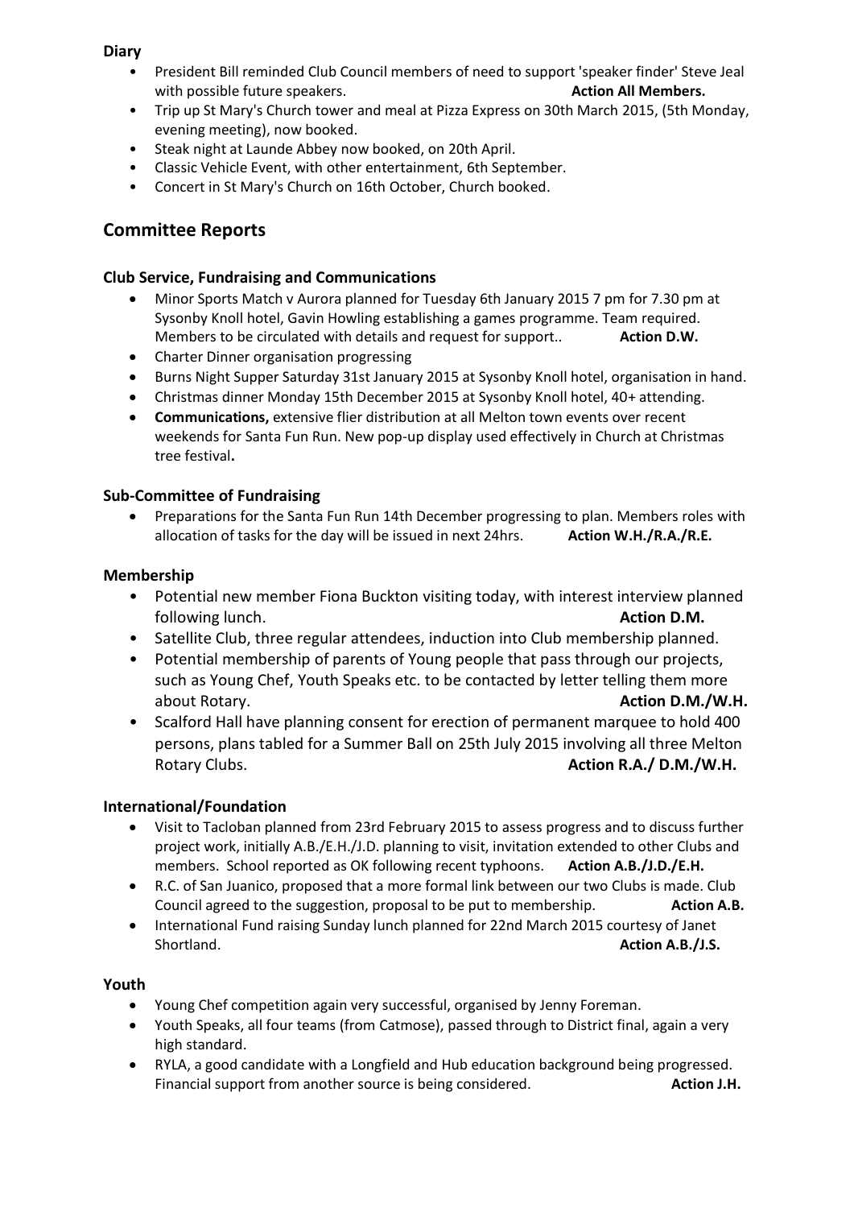**Diary**

- President Bill reminded Club Council members of need to support 'speaker finder' Steve Jeal with possible future speakers. **Action All Members.**
- Trip up St Mary's Church tower and meal at Pizza Express on 30th March 2015, (5th Monday, evening meeting), now booked.
- Steak night at Launde Abbey now booked, on 20th April.
- Classic Vehicle Event, with other entertainment, 6th September.
- Concert in St Mary's Church on 16th October, Church booked.

## Committee Reports

### Club Service, Fundraising and Communications

- Minor Sports Match v Aurora planned for Tuesday 6th January 2015 7 pm for 7.30 pm at Sysonby Knoll hotel, Gavin Howling establishing a games programme. Team required. Members to be circulated with details and request for support.. **Action D.W.**
- Charter Dinner organisation progressing
- Burns Night Supper Saturday 31st January 2015 at Sysonby Knoll hotel, organisation in hand.
- Christmas dinner Monday 15th December 2015 at Sysonby Knoll hotel, 40+ attending.
- **Communications,** extensive flier distribution at all Melton town events over recent weekends for Santa Fun Run. New pop-up display used effectively in Church at Christmas tree festival**.**

### Sub-Committee of Fundraising

- Preparations for the Santa Fun Run 14th December progressing to plan. Members roles with allocation of tasks for the day will be issued in next 24hrs. **Action W.H./R.A./R.E.**

### Membership

- Potential new member Fiona Buckton visiting today, with interest interview planned following lunch. **Action D.M.**
- Satellite Club, three regular attendees, induction into Club membership planned.
- Potential membership of parents of Young people that pass through our projects, such as Young Chef, Youth Speaks etc. to be contacted by letter telling them more about Rotary. **Action D.M./W.H.**
- Scalford Hall have planning consent for erection of permanent marquee to hold 400 persons, plans tabled for a Summer Ball on 25th July 2015 involving all three Melton Rotary Clubs. **Action R.A./ D.M./W.H.**

### International/Foundation

- Visit to Tacloban planned from 23rd February 2015 to assess progress and to discuss further project work, initially A.B./E.H./J.D. planning to visit, invitation extended to other Clubs and members. School reported as OK following recent typhoons. **Action A.B./J.D./E.H.**
- R.C. of San Juanico, proposed that a more formal link between our two Clubs is made. Club Council agreed to the suggestion, proposal to be put to membership. **Action A.B.**
- International Fund raising Sunday lunch planned for 22nd March 2015 courtesy of Janet Shortland. **Action A.B./J.S.**

### Youth

- Young Chef competition again very successful, organised by Jenny Foreman.
- Youth Speaks, all four teams (from Catmose), passed through to District final, again a very high standard.
- RYLA, a good candidate with a Longfield and Hub education background being progressed. Financial support from another source is being considered. **Action J.H.**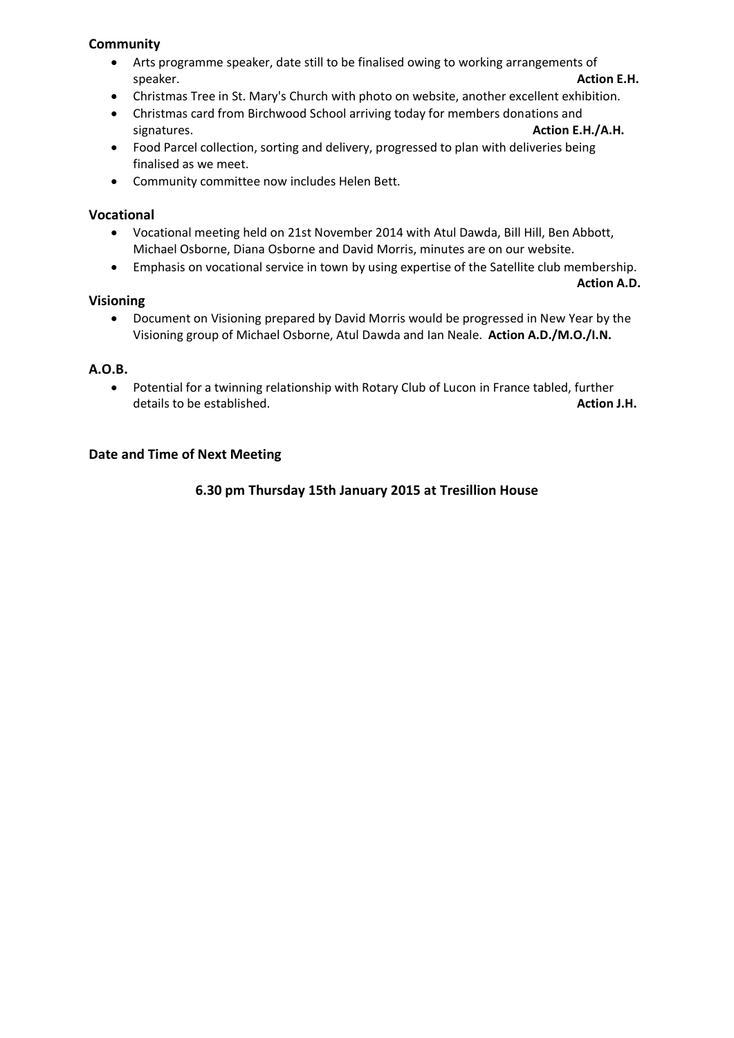### Community

- Arts programme speaker, date still to be finalised owing to working arrangements of speaker. **Action E.H.**
- Christmas Tree in St. Mary's Church with photo on website, another excellent exhibition.
- Christmas card from Birchwood School arriving today for members donations and signatures. **Action E.H./A.H.**
- Food Parcel collection, sorting and delivery, progressed to plan with deliveries being finalised as we meet.
- Community committee now includes Helen Bett.

### Vocational

- Vocational meeting held on 21st November 2014 with Atul Dawda, Bill Hill, Ben Abbott, Michael Osborne, Diana Osborne and David Morris, minutes are on our website.
- Emphasis on vocational service in town by using expertise of the Satellite club membership. **Action A.D.**

### Visioning

- Document on Visioning prepared by David Morris would be progressed in New Year by the Visioning group of Michael Osborne, Atul Dawda and Ian Neale. **Action A.D./M.O./I.N.**

### A.O.B.

- Potential for a twinning relationship with Rotary Club of Lucon in France tabled, further details to be established. **Action J.H.**

### Date and Time of Next Meeting

**6.30 pm Thursday 15th January 2015 at Tresillion House**